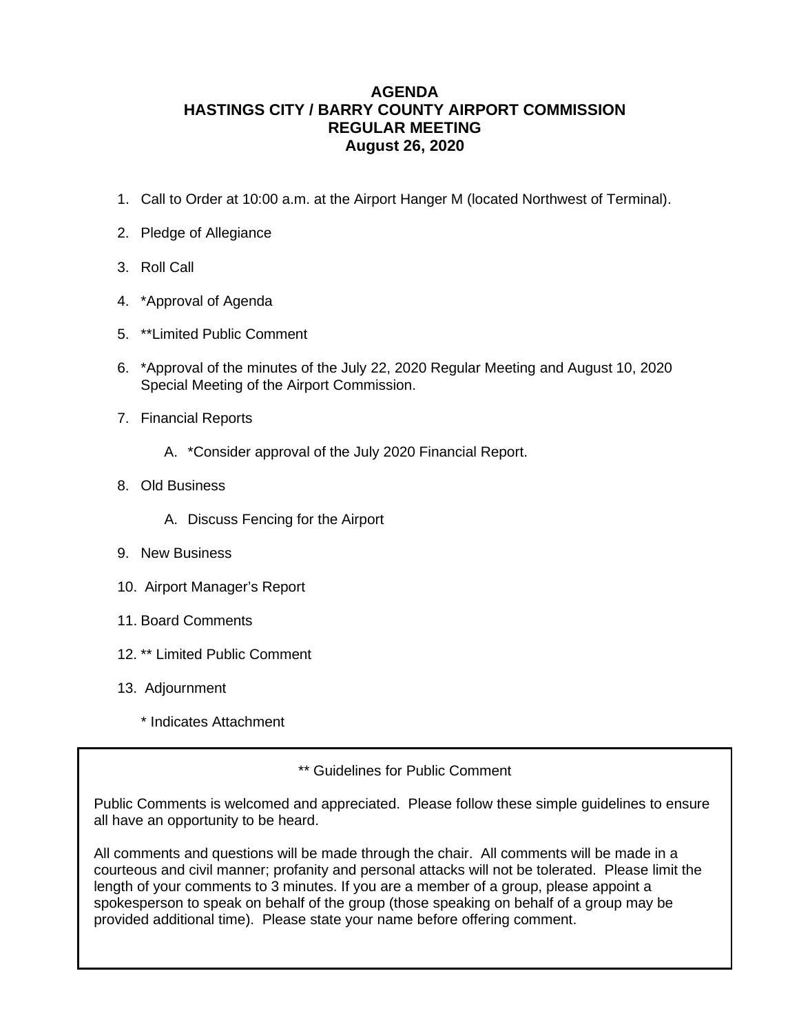# AGENDA
# HASTINGS CITY / BARRY COUNTY AIRPORT COMMISSION
# REGULAR MEETING
# August 26, 2020

1. Call to Order at 10:00 a.m. at the Airport Hanger M (located Northwest of Terminal).
2. Pledge of Allegiance
3. Roll Call
4. *Approval of Agenda
5. **Limited Public Comment
6. *Approval of the minutes of the July 22, 2020 Regular Meeting and August 10, 2020 Special Meeting of the Airport Commission.
7. Financial Reports
   A. *Consider approval of the July 2020 Financial Report.
8. Old Business
   A. Discuss Fencing for the Airport
9. New Business
10. Airport Manager's Report
11. Board Comments
12. ** Limited Public Comment
13. Adjournment

\* Indicates Attachment

---

** Guidelines for Public Comment

Public Comments is welcomed and appreciated. Please follow these simple guidelines to ensure all have an opportunity to be heard.

All comments and questions will be made through the chair. All comments will be made in a courteous and civil manner; profanity and personal attacks will not be tolerated. Please limit the length of your comments to 3 minutes. If you are a member of a group, please appoint a spokesperson to speak on behalf of the group (those speaking on behalf of a group may be provided additional time). Please state your name before offering comment.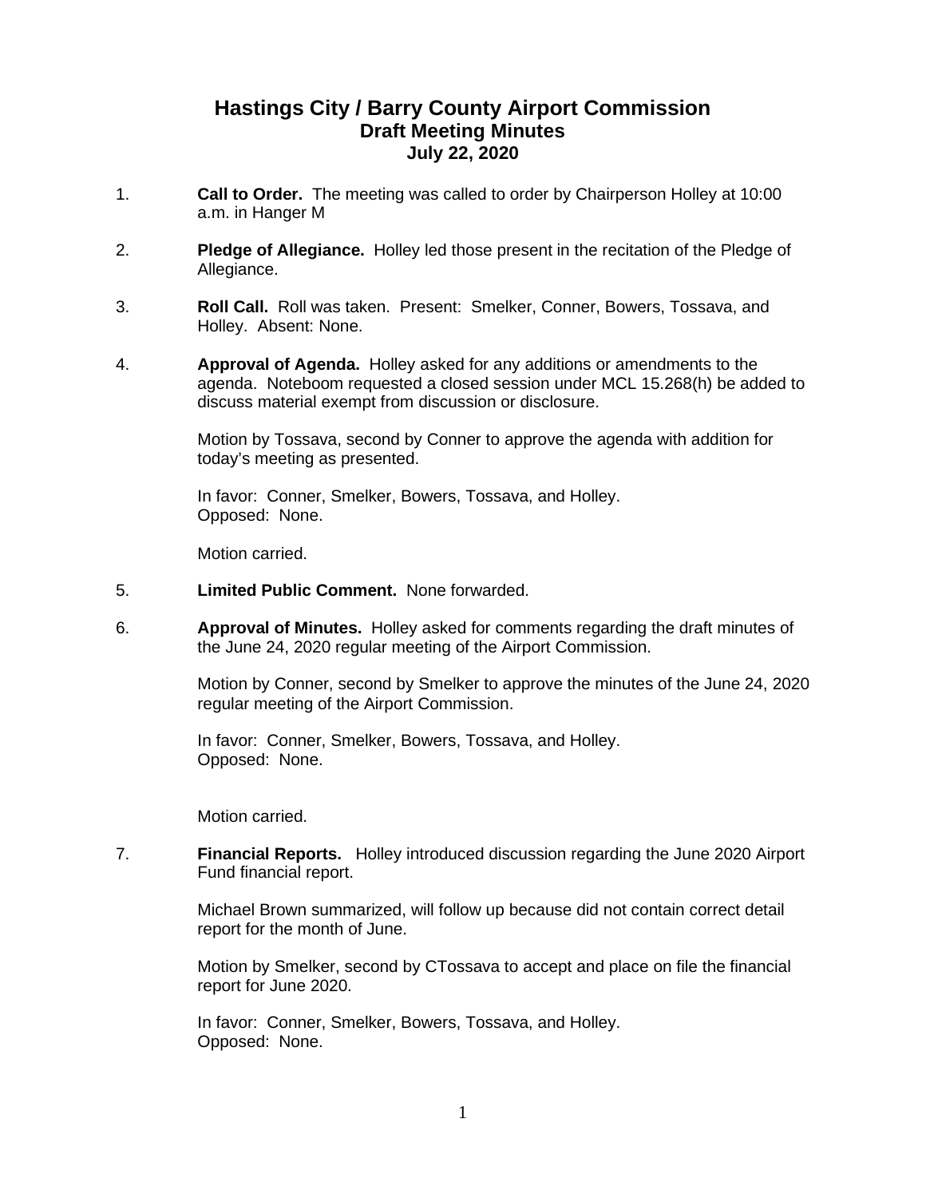# Hastings City / Barry County Airport Commission
## Draft Meeting Minutes
### July 22, 2020

1. **Call to Order.** The meeting was called to order by Chairperson Holley at 10:00 a.m. in Hanger M

2. **Pledge of Allegiance.** Holley led those present in the recitation of the Pledge of Allegiance.

3. **Roll Call.** Roll was taken. Present: Smelker, Conner, Bowers, Tossava, and Holley. Absent: None.

4. **Approval of Agenda.** Holley asked for any additions or amendments to the agenda. Noteboom requested a closed session under MCL 15.268(h) be added to discuss material exempt from discussion or disclosure.

   Motion by Tossava, second by Conner to approve the agenda with addition for today's meeting as presented.

   In favor: Conner, Smelker, Bowers, Tossava, and Holley.
   Opposed: None.

   Motion carried.

5. **Limited Public Comment.** None forwarded.

6. **Approval of Minutes.** Holley asked for comments regarding the draft minutes of the June 24, 2020 regular meeting of the Airport Commission.

   Motion by Conner, second by Smelker to approve the minutes of the June 24, 2020 regular meeting of the Airport Commission.

   In favor: Conner, Smelker, Bowers, Tossava, and Holley.
   Opposed: None.

   Motion carried.

7. **Financial Reports.** Holley introduced discussion regarding the June 2020 Airport Fund financial report.

   Michael Brown summarized, will follow up because did not contain correct detail report for the month of June.

   Motion by Smelker, second by CTossava to accept and place on file the financial report for June 2020.

   In favor: Conner, Smelker, Bowers, Tossava, and Holley.
   Opposed: None.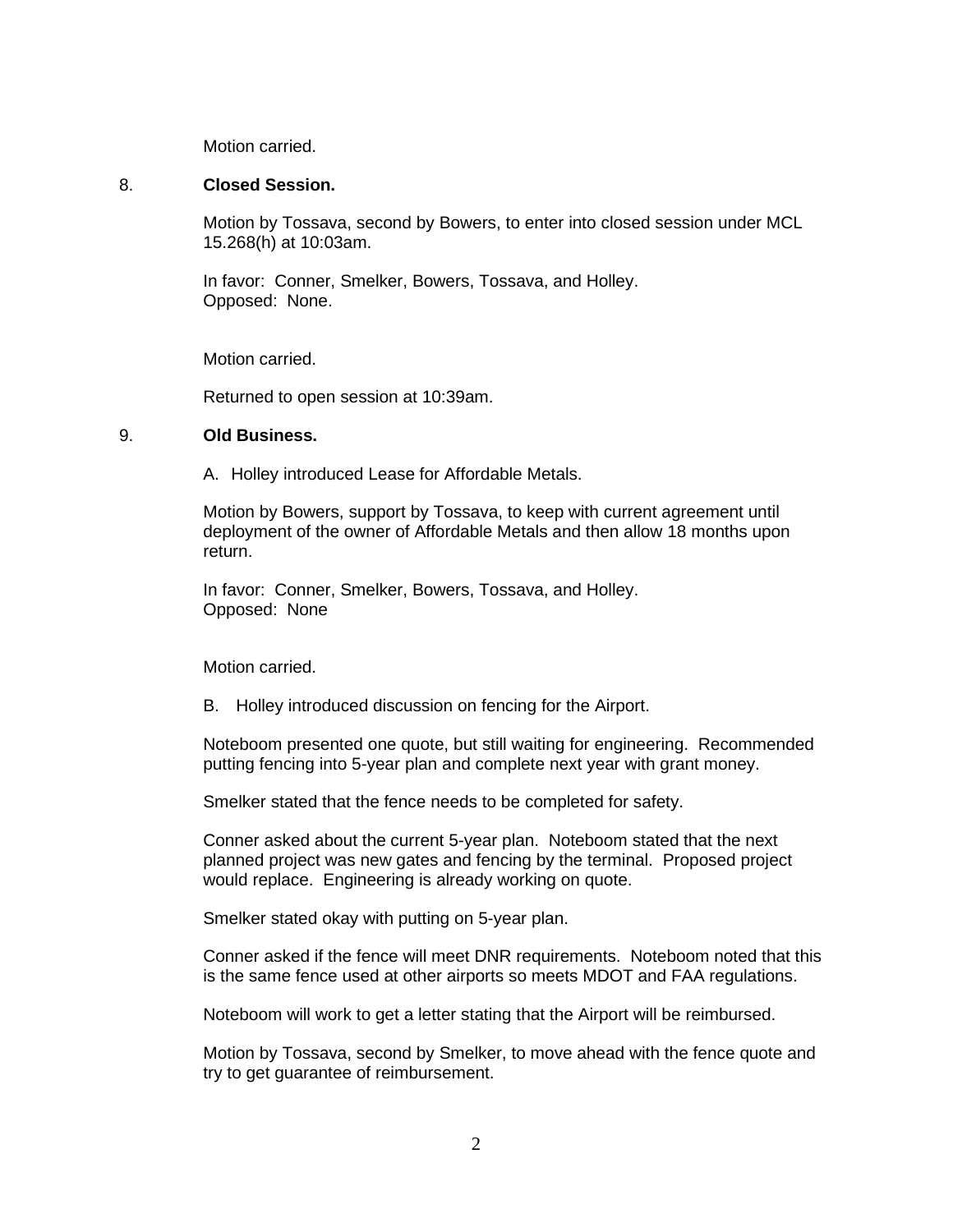Motion carried.

8. **Closed Session.**

Motion by Tossava, second by Bowers, to enter into closed session under MCL 15.268(h) at 10:03am.

In favor: Conner, Smelker, Bowers, Tossava, and Holley.
Opposed: None.

Motion carried.

Returned to open session at 10:39am.

9. **Old Business.**

A. Holley introduced Lease for Affordable Metals.

Motion by Bowers, support by Tossava, to keep with current agreement until deployment of the owner of Affordable Metals and then allow 18 months upon return.

In favor: Conner, Smelker, Bowers, Tossava, and Holley.
Opposed: None

Motion carried.

B. Holley introduced discussion on fencing for the Airport.

Noteboom presented one quote, but still waiting for engineering. Recommended putting fencing into 5-year plan and complete next year with grant money.

Smelker stated that the fence needs to be completed for safety.

Conner asked about the current 5-year plan. Noteboom stated that the next planned project was new gates and fencing by the terminal. Proposed project would replace. Engineering is already working on quote.

Smelker stated okay with putting on 5-year plan.

Conner asked if the fence will meet DNR requirements. Noteboom noted that this is the same fence used at other airports so meets MDOT and FAA regulations.

Noteboom will work to get a letter stating that the Airport will be reimbursed.

Motion by Tossava, second by Smelker, to move ahead with the fence quote and try to get guarantee of reimbursement.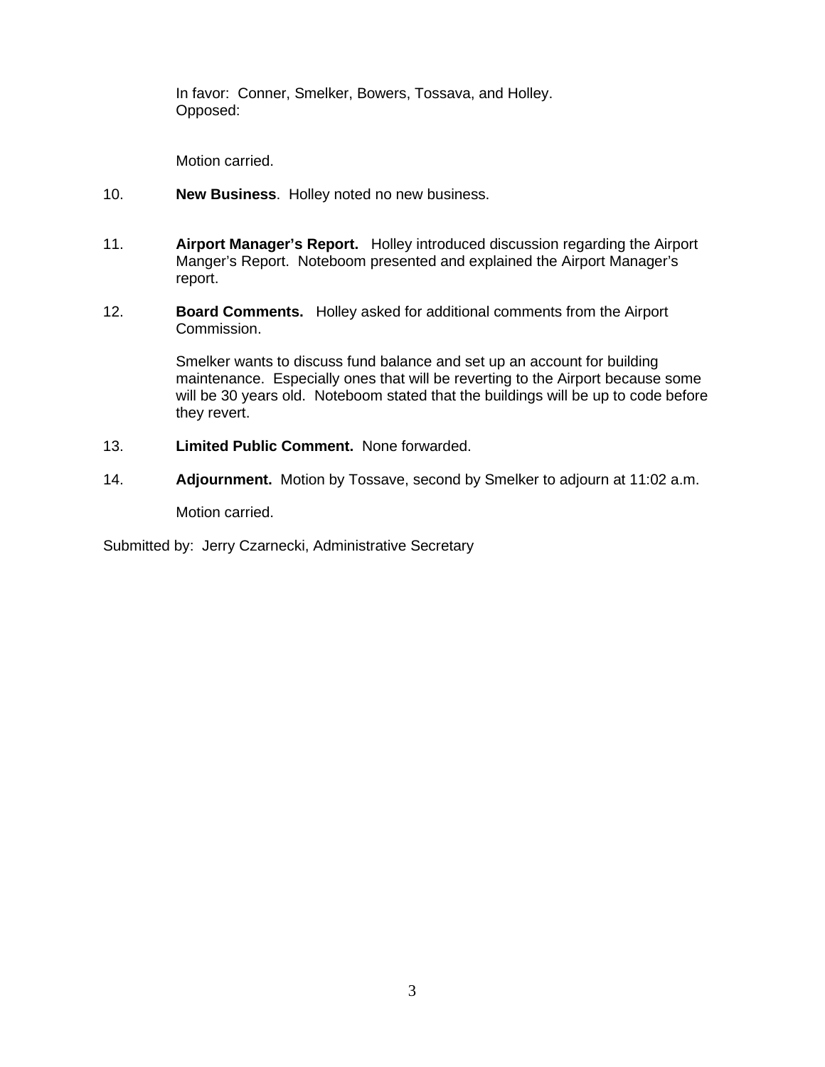In favor: Conner, Smelker, Bowers, Tossava, and Holley.
Opposed:

Motion carried.

10. **New Business**. Holley noted no new business.

11. **Airport Manager's Report.** Holley introduced discussion regarding the Airport Manger's Report. Noteboom presented and explained the Airport Manager's report.

12. **Board Comments.** Holley asked for additional comments from the Airport Commission.

    Smelker wants to discuss fund balance and set up an account for building maintenance. Especially ones that will be reverting to the Airport because some will be 30 years old. Noteboom stated that the buildings will be up to code before they revert.

13. **Limited Public Comment.** None forwarded.

14. **Adjournment.** Motion by Tossave, second by Smelker to adjourn at 11:02 a.m.

    Motion carried.

Submitted by: Jerry Czarnecki, Administrative Secretary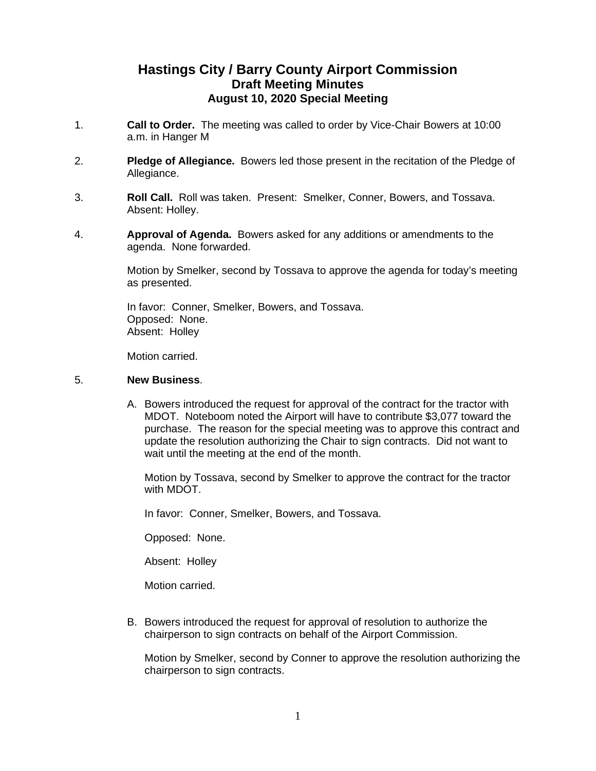# Hastings City / Barry County Airport Commission
## Draft Meeting Minutes
### August 10, 2020 Special Meeting

1. **Call to Order.** The meeting was called to order by Vice-Chair Bowers at 10:00 a.m. in Hanger M

2. **Pledge of Allegiance.** Bowers led those present in the recitation of the Pledge of Allegiance.

3. **Roll Call.** Roll was taken. Present: Smelker, Conner, Bowers, and Tossava. Absent: Holley.

4. **Approval of Agenda.** Bowers asked for any additions or amendments to the agenda. None forwarded.

   Motion by Smelker, second by Tossava to approve the agenda for today's meeting as presented.

   In favor: Conner, Smelker, Bowers, and Tossava.
   Opposed: None.
   Absent: Holley

   Motion carried.

5. **New Business**.

   A. Bowers introduced the request for approval of the contract for the tractor with MDOT. Noteboom noted the Airport will have to contribute $3,077 toward the purchase. The reason for the special meeting was to approve this contract and update the resolution authorizing the Chair to sign contracts. Did not want to wait until the meeting at the end of the month.

      Motion by Tossava, second by Smelker to approve the contract for the tractor with MDOT.

      In favor: Conner, Smelker, Bowers, and Tossava.

      Opposed: None.

      Absent: Holley

      Motion carried.

   B. Bowers introduced the request for approval of resolution to authorize the chairperson to sign contracts on behalf of the Airport Commission.

      Motion by Smelker, second by Conner to approve the resolution authorizing the chairperson to sign contracts.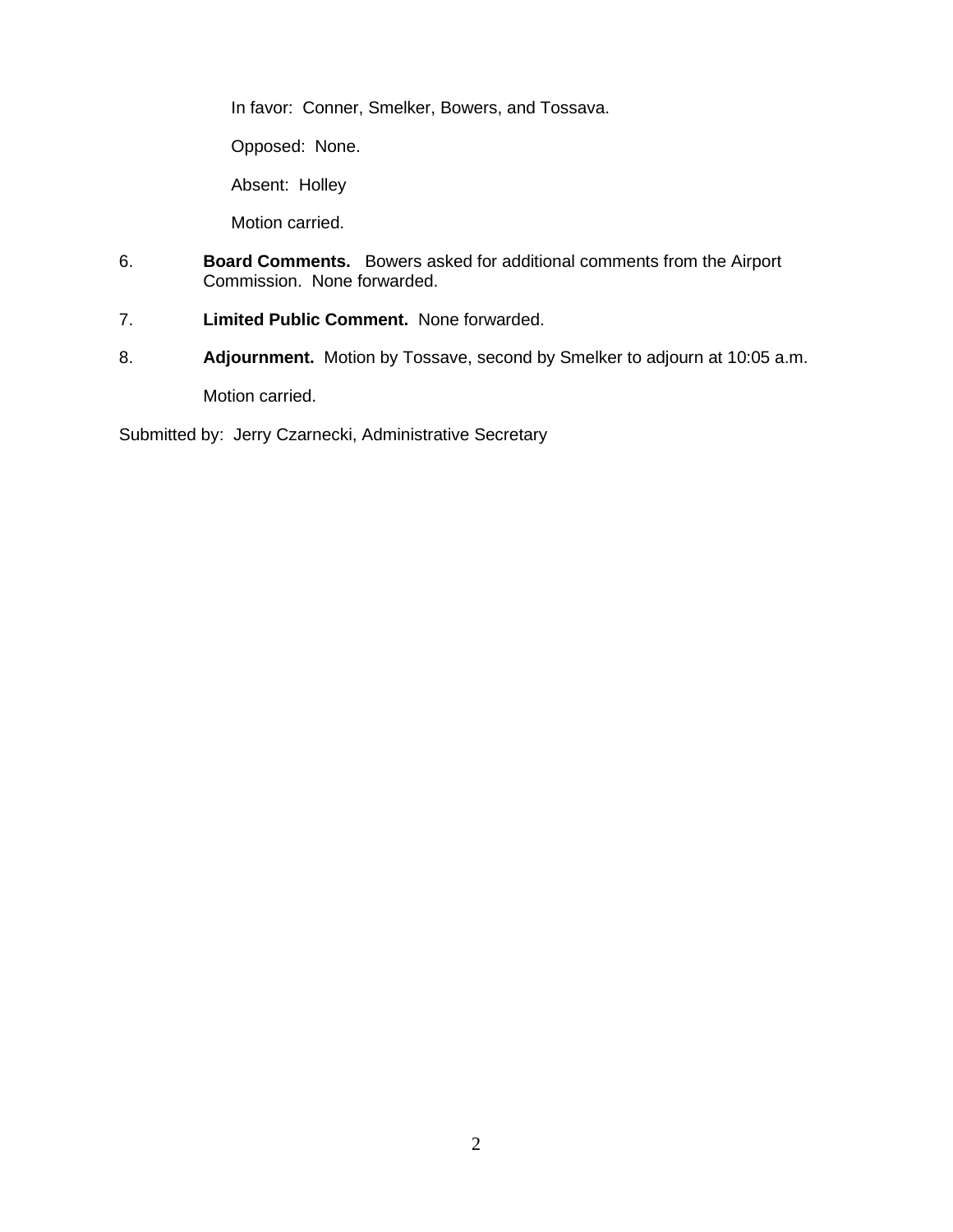In favor: Conner, Smelker, Bowers, and Tossava.

Opposed: None.

Absent: Holley

Motion carried.

6. **Board Comments.** Bowers asked for additional comments from the Airport Commission. None forwarded.

7. **Limited Public Comment.** None forwarded.

8. **Adjournment.** Motion by Tossave, second by Smelker to adjourn at 10:05 a.m.

   Motion carried.

Submitted by: Jerry Czarnecki, Administrative Secretary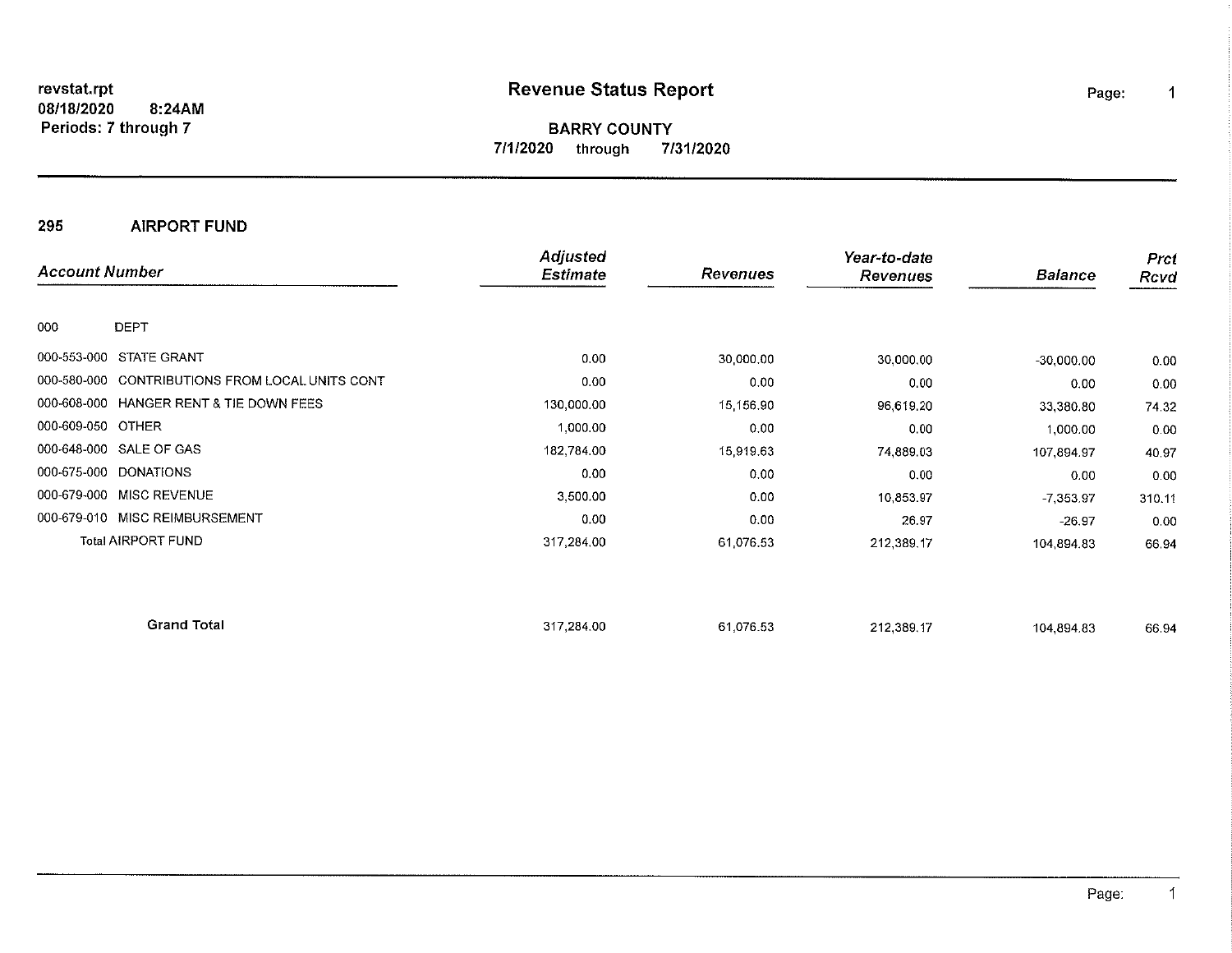revstat.rpt
08/18/2020 8:24AM
Periods: 7 through 7

# Revenue Status Report

**BARRY COUNTY**
7/1/2020 through 7/31/2020

## 295 AIRPORT FUND

| Account Number | | Adjusted Estimate | Revenues | Year-to-date Revenues | Balance | Prct Rcvd |
|---|---|---|---|---|---|---|
| 000 | DEPT | | | | | |
| 000-553-000 | STATE GRANT | 0.00 | 30,000.00 | 30,000.00 | -30,000.00 | 0.00 |
| 000-580-000 | CONTRIBUTIONS FROM LOCAL UNITS CONT | 0.00 | 0.00 | 0.00 | 0.00 | 0.00 |
| 000-608-000 | HANGER RENT & TIE DOWN FEES | 130,000.00 | 15,156.90 | 96,619.20 | 33,380.80 | 74.32 |
| 000-609-050 | OTHER | 1,000.00 | 0.00 | 0.00 | 1,000.00 | 0.00 |
| 000-648-000 | SALE OF GAS | 182,784.00 | 15,919.63 | 74,889.03 | 107,894.97 | 40.97 |
| 000-675-000 | DONATIONS | 0.00 | 0.00 | 0.00 | 0.00 | 0.00 |
| 000-679-000 | MISC REVENUE | 3,500.00 | 0.00 | 10,853.97 | -7,353.97 | 310.11 |
| 000-679-010 | MISC REIMBURSEMENT | 0.00 | 0.00 | 26.97 | -26.97 | 0.00 |
| | Total AIRPORT FUND | 317,284.00 | 61,076.53 | 212,389.17 | 104,894.83 | 66.94 |
| | **Grand Total** | 317,284.00 | 61,076.53 | 212,389.17 | 104,894.83 | 66.94 |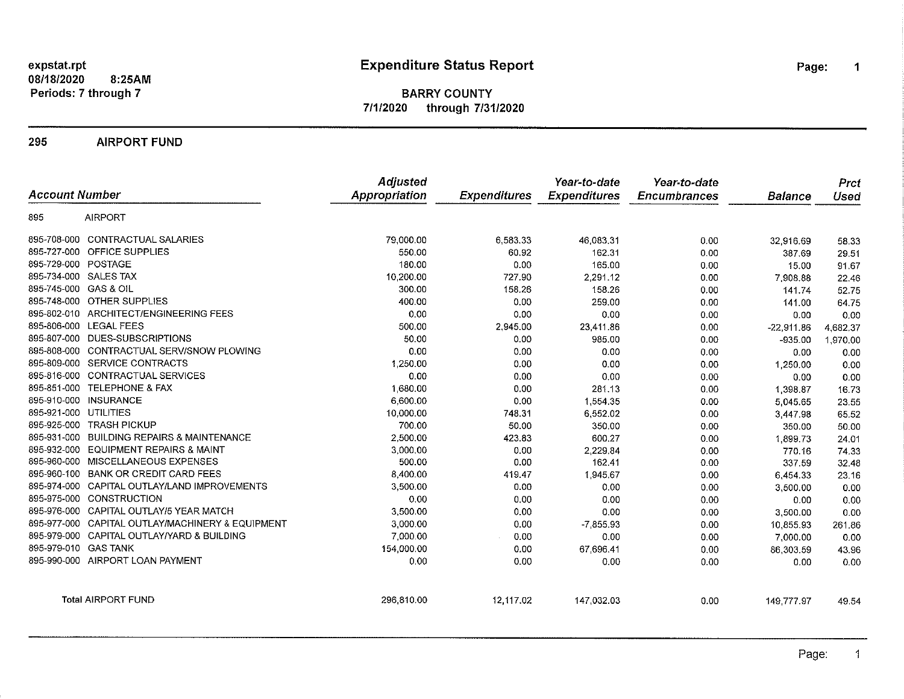expstat.rpt
08/18/2020 8:25AM
Periods: 7 through 7

# Expenditure Status Report

**BARRY COUNTY**
**7/1/2020 through 7/31/2020**

## 295 AIRPORT FUND

| Account Number | | Adjusted Appropriation | Expenditures | Year-to-date Expenditures | Year-to-date Encumbrances | Balance | Prct Used |
|---|---|---|---|---|---|---|---|
| 895 | AIRPORT | | | | | | |
| 895-708-000 | CONTRACTUAL SALARIES | 79,000.00 | 6,583.33 | 46,083.31 | 0.00 | 32,916.69 | 58.33 |
| 895-727-000 | OFFICE SUPPLIES | 550.00 | 60.92 | 162.31 | 0.00 | 387.69 | 29.51 |
| 895-729-000 | POSTAGE | 180.00 | 0.00 | 165.00 | 0.00 | 15.00 | 91.67 |
| 895-734-000 | SALES TAX | 10,200.00 | 727.90 | 2,291.12 | 0.00 | 7,908.88 | 22.46 |
| 895-745-000 | GAS & OIL | 300.00 | 158.26 | 158.26 | 0.00 | 141.74 | 52.75 |
| 895-748-000 | OTHER SUPPLIES | 400.00 | 0.00 | 259.00 | 0.00 | 141.00 | 64.75 |
| 895-802-010 | ARCHITECT/ENGINEERING FEES | 0.00 | 0.00 | 0.00 | 0.00 | 0.00 | 0.00 |
| 895-806-000 | LEGAL FEES | 500.00 | 2,945.00 | 23,411.86 | 0.00 | -22,911.86 | 4,682.37 |
| 895-807-000 | DUES-SUBSCRIPTIONS | 50.00 | 0.00 | 985.00 | 0.00 | -935.00 | 1,970.00 |
| 895-808-000 | CONTRACTUAL SERV/SNOW PLOWING | 0.00 | 0.00 | 0.00 | 0.00 | 0.00 | 0.00 |
| 895-809-000 | SERVICE CONTRACTS | 1,250.00 | 0.00 | 0.00 | 0.00 | 1,250.00 | 0.00 |
| 895-816-000 | CONTRACTUAL SERVICES | 0.00 | 0.00 | 0.00 | 0.00 | 0.00 | 0.00 |
| 895-851-000 | TELEPHONE & FAX | 1,680.00 | 0.00 | 281.13 | 0.00 | 1,398.87 | 16.73 |
| 895-910-000 | INSURANCE | 6,600.00 | 0.00 | 1,554.35 | 0.00 | 5,045.65 | 23.55 |
| 895-921-000 | UTILITIES | 10,000.00 | 748.31 | 6,552.02 | 0.00 | 3,447.98 | 65.52 |
| 895-925-000 | TRASH PICKUP | 700.00 | 50.00 | 350.00 | 0.00 | 350.00 | 50.00 |
| 895-931-000 | BUILDING REPAIRS & MAINTENANCE | 2,500.00 | 423.83 | 600.27 | 0.00 | 1,899.73 | 24.01 |
| 895-932-000 | EQUIPMENT REPAIRS & MAINT | 3,000.00 | 0.00 | 2,229.84 | 0.00 | 770.16 | 74.33 |
| 895-960-000 | MISCELLANEOUS EXPENSES | 500.00 | 0.00 | 162.41 | 0.00 | 337.59 | 32.48 |
| 895-960-100 | BANK OR CREDIT CARD FEES | 8,400.00 | 419.47 | 1,945.67 | 0.00 | 6,454.33 | 23.16 |
| 895-974-000 | CAPITAL OUTLAY/LAND IMPROVEMENTS | 3,500.00 | 0.00 | 0.00 | 0.00 | 3,500.00 | 0.00 |
| 895-975-000 | CONSTRUCTION | 0.00 | 0.00 | 0.00 | 0.00 | 0.00 | 0.00 |
| 895-976-000 | CAPITAL OUTLAY/5 YEAR MATCH | 3,500.00 | 0.00 | 0.00 | 0.00 | 3,500.00 | 0.00 |
| 895-977-000 | CAPITAL OUTLAY/MACHINERY & EQUIPMENT | 3,000.00 | 0.00 | -7,855.93 | 0.00 | 10,855.93 | 261.86 |
| 895-979-000 | CAPITAL OUTLAY/YARD & BUILDING | 7,000.00 | 0.00 | 0.00 | 0.00 | 7,000.00 | 0.00 |
| 895-979-010 | GAS TANK | 154,000.00 | 0.00 | 67,696.41 | 0.00 | 86,303.59 | 43.96 |
| 895-990-000 | AIRPORT LOAN PAYMENT | 0.00 | 0.00 | 0.00 | 0.00 | 0.00 | 0.00 |
| **Total AIRPORT FUND** | | 296,810.00 | 12,117.02 | 147,032.03 | 0.00 | 149,777.97 | 49.54 |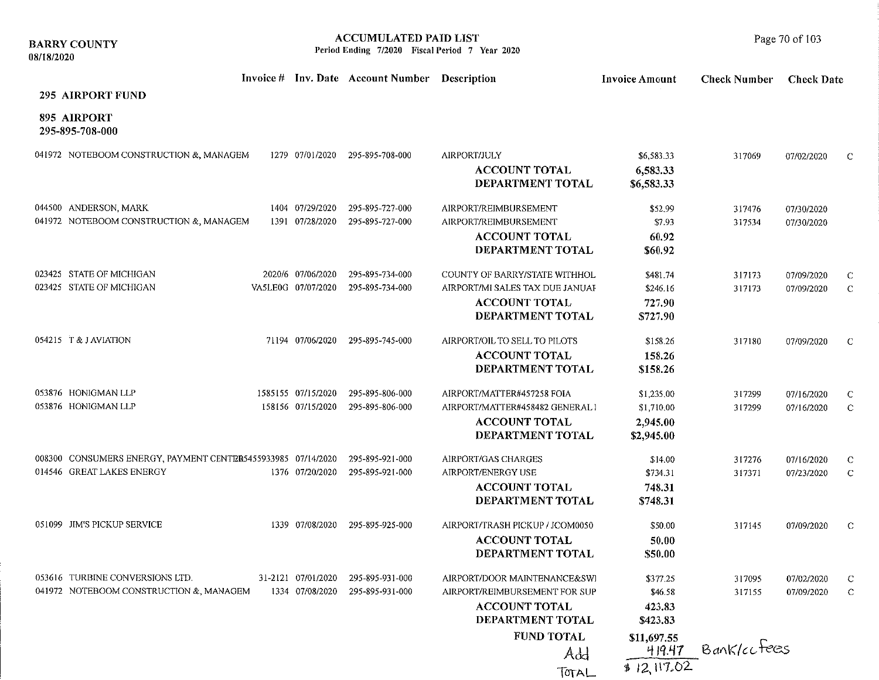**BARRY COUNTY**
08/18/2020

**ACCUMULATED PAID LIST**
Period Ending 7/2020 Fiscal Period 7 Year 2020

## 295 AIRPORT FUND

### 895 AIRPORT
295-895-708-000

| | Invoice # | Inv. Date | Account Number | Description | Invoice Amount | Check Number | Check Date | |
|---|---|---|---|---|---|---|---|---|
| 041972 NOTEBOOM CONSTRUCTION &, MANAGEM | 1279 | 07/01/2020 | 295-895-708-000 | AIRPORT/JULY | $6,583.33 | 317069 | 07/02/2020 | C |
| | | | | **ACCOUNT TOTAL** | **6,583.33** | | | |
| | | | | **DEPARTMENT TOTAL** | **$6,583.33** | | | |
| 044500 ANDERSON, MARK | 1404 | 07/29/2020 | 295-895-727-000 | AIRPORT/REIMBURSEMENT | $52.99 | 317476 | 07/30/2020 | |
| 041972 NOTEBOOM CONSTRUCTION &, MANAGEM | 1391 | 07/28/2020 | 295-895-727-000 | AIRPORT/REIMBURSEMENT | $7.93 | 317534 | 07/30/2020 | |
| | | | | **ACCOUNT TOTAL** | **60.92** | | | |
| | | | | **DEPARTMENT TOTAL** | **$60.92** | | | |
| 023425 STATE OF MICHIGAN | 2020/6 | 07/06/2020 | 295-895-734-000 | COUNTY OF BARRY/STATE WITHHOL | $481.74 | 317173 | 07/09/2020 | C |
| 023425 STATE OF MICHIGAN | VA5LE0G | 07/07/2020 | 295-895-734-000 | AIRPORT/MI SALES TAX DUE JANUAF | $246.16 | 317173 | 07/09/2020 | C |
| | | | | **ACCOUNT TOTAL** | **727.90** | | | |
| | | | | **DEPARTMENT TOTAL** | **$727.90** | | | |
| 054215 T & J AVIATION | 71194 | 07/06/2020 | 295-895-745-000 | AIRPORT/OIL TO SELL TO PILOTS | $158.26 | 317180 | 07/09/2020 | C |
| | | | | **ACCOUNT TOTAL** | **158.26** | | | |
| | | | | **DEPARTMENT TOTAL** | **$158.26** | | | |
| 053876 HONIGMAN LLP | 1585155 | 07/15/2020 | 295-895-806-000 | AIRPORT/MATTER#457258 FOIA | $1,235.00 | 317299 | 07/16/2020 | C |
| 053876 HONIGMAN LLP | 158156 | 07/15/2020 | 295-895-806-000 | AIRPORT/MATTER#458482 GENERAL I | $1,710.00 | 317299 | 07/16/2020 | C |
| | | | | **ACCOUNT TOTAL** | **2,945.00** | | | |
| | | | | **DEPARTMENT TOTAL** | **$2,945.00** | | | |
| 008300 CONSUMERS ENERGY, PAYMENT CENTER | 5455933985 | 07/14/2020 | 295-895-921-000 | AIRPORT/GAS CHARGES | $14.00 | 317276 | 07/16/2020 | C |
| 014546 GREAT LAKES ENERGY | 1376 | 07/20/2020 | 295-895-921-000 | AIRPORT/ENERGY USE | $734.31 | 317371 | 07/23/2020 | C |
| | | | | **ACCOUNT TOTAL** | **748.31** | | | |
| | | | | **DEPARTMENT TOTAL** | **$748.31** | | | |
| 051099 JIM'S PICKUP SERVICE | 1339 | 07/08/2020 | 295-895-925-000 | AIRPORT/TRASH PICKUP / JCOM0050 | $50.00 | 317145 | 07/09/2020 | C |
| | | | | **ACCOUNT TOTAL** | **50.00** | | | |
| | | | | **DEPARTMENT TOTAL** | **$50.00** | | | |
| 053616 TURBINE CONVERSIONS LTD. | 31-2121 | 07/01/2020 | 295-895-931-000 | AIRPORT/DOOR MAINTENANCE&SWI | $377.25 | 317095 | 07/02/2020 | C |
| 041972 NOTEBOOM CONSTRUCTION &, MANAGEM | 1334 | 07/08/2020 | 295-895-931-000 | AIRPORT/REIMBURSEMENT FOR SUP | $46.58 | 317155 | 07/09/2020 | C |
| | | | | **ACCOUNT TOTAL** | **423.83** | | | |
| | | | | **DEPARTMENT TOTAL** | **$423.83** | | | |
| | | | | **FUND TOTAL** | **$11,697.55** | | | |
| | | | | Add | 419.47 | Bank/cc fees | | |
| | | | | TOTAL | $ 12,117.02 | | | |